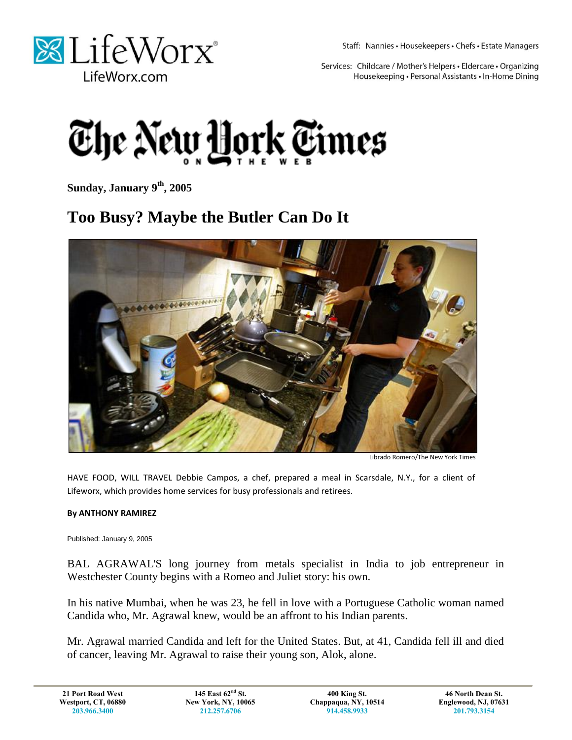LifeWorx
LifeWorx.com

Staff: Nannies • Housekeepers • Chefs • Estate Managers

Services: Childcare / Mother's Helpers • Eldercare • Organizing Housekeeping • Personal Assistants • In-Home Dining

The New York Times ON THE WEB

**Sunday, January 9th, 2005**

# Too Busy? Maybe the Butler Can Do It

Librado Romero/The New York Times

HAVE FOOD, WILL TRAVEL Debbie Campos, a chef, prepared a meal in Scarsdale, N.Y., for a client of Lifeworx, which provides home services for busy professionals and retirees.

**By ANTHONY RAMIREZ**

Published: January 9, 2005

BAL AGRAWAL'S long journey from metals specialist in India to job entrepreneur in Westchester County begins with a Romeo and Juliet story: his own.

In his native Mumbai, when he was 23, he fell in love with a Portuguese Catholic woman named Candida who, Mr. Agrawal knew, would be an affront to his Indian parents.

Mr. Agrawal married Candida and left for the United States. But, at 41, Candida fell ill and died of cancer, leaving Mr. Agrawal to raise their young son, Alok, alone.

| 21 Port Road West<br>Westport, CT, 06880<br>203.966.3400 | 145 East 62nd St.<br>New York, NY, 10065<br>212.257.6706 | 400 King St.<br>Chappaqua, NY, 10514<br>914.458.9933 | 46 North Dean St.<br>Englewood, NJ, 07631<br>201.793.3154 |
|---|---|---|---|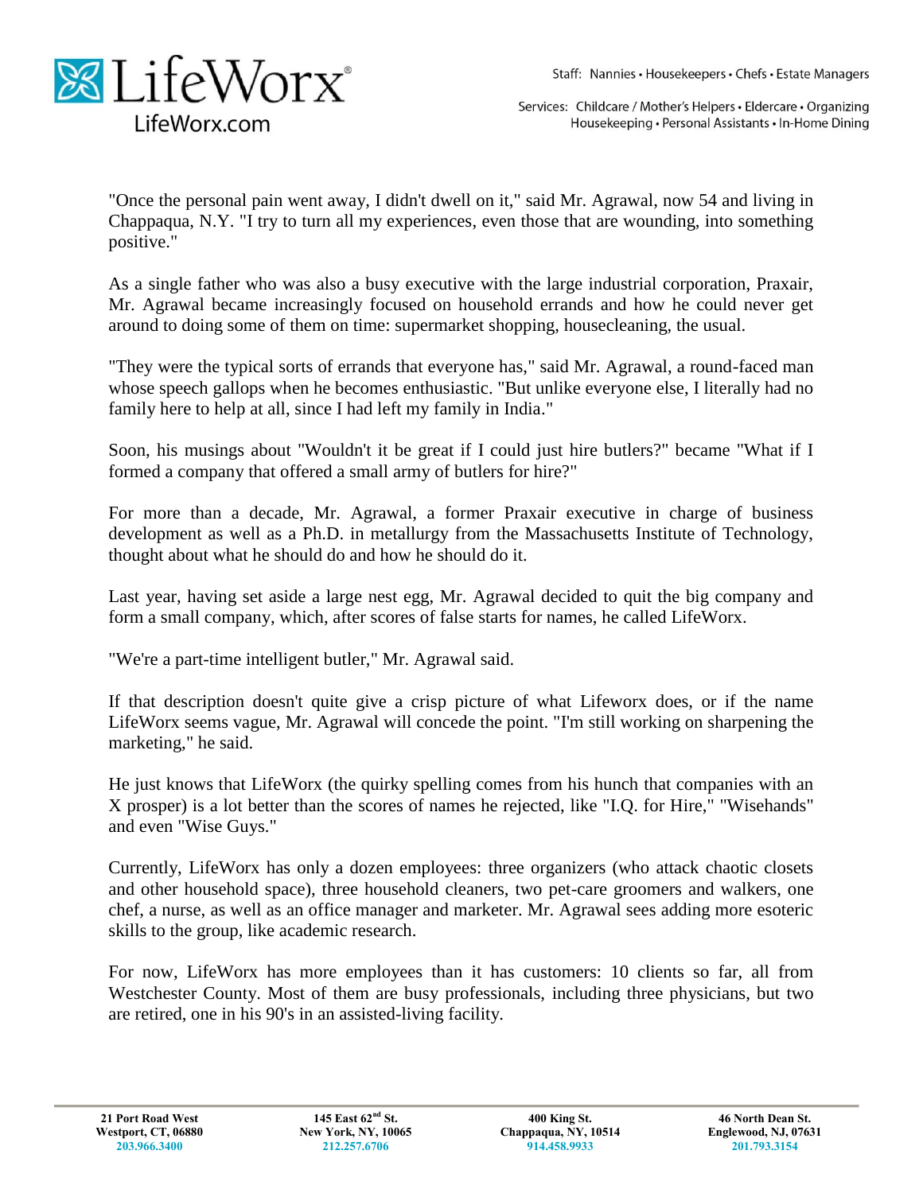"Once the personal pain went away, I didn't dwell on it," said Mr. Agrawal, now 54 and living in Chappaqua, N.Y. "I try to turn all my experiences, even those that are wounding, into something positive."

As a single father who was also a busy executive with the large industrial corporation, Praxair, Mr. Agrawal became increasingly focused on household errands and how he could never get around to doing some of them on time: supermarket shopping, housecleaning, the usual.

"They were the typical sorts of errands that everyone has," said Mr. Agrawal, a round-faced man whose speech gallops when he becomes enthusiastic. "But unlike everyone else, I literally had no family here to help at all, since I had left my family in India."

Soon, his musings about "Wouldn't it be great if I could just hire butlers?" became "What if I formed a company that offered a small army of butlers for hire?"

For more than a decade, Mr. Agrawal, a former Praxair executive in charge of business development as well as a Ph.D. in metallurgy from the Massachusetts Institute of Technology, thought about what he should do and how he should do it.

Last year, having set aside a large nest egg, Mr. Agrawal decided to quit the big company and form a small company, which, after scores of false starts for names, he called LifeWorx.

"We're a part-time intelligent butler," Mr. Agrawal said.

If that description doesn't quite give a crisp picture of what Lifeworx does, or if the name LifeWorx seems vague, Mr. Agrawal will concede the point. "I'm still working on sharpening the marketing," he said.

He just knows that LifeWorx (the quirky spelling comes from his hunch that companies with an X prosper) is a lot better than the scores of names he rejected, like "I.Q. for Hire," "Wisehands" and even "Wise Guys."

Currently, LifeWorx has only a dozen employees: three organizers (who attack chaotic closets and other household space), three household cleaners, two pet-care groomers and walkers, one chef, a nurse, as well as an office manager and marketer. Mr. Agrawal sees adding more esoteric skills to the group, like academic research.

For now, LifeWorx has more employees than it has customers: 10 clients so far, all from Westchester County. Most of them are busy professionals, including three physicians, but two are retired, one in his 90's in an assisted-living facility.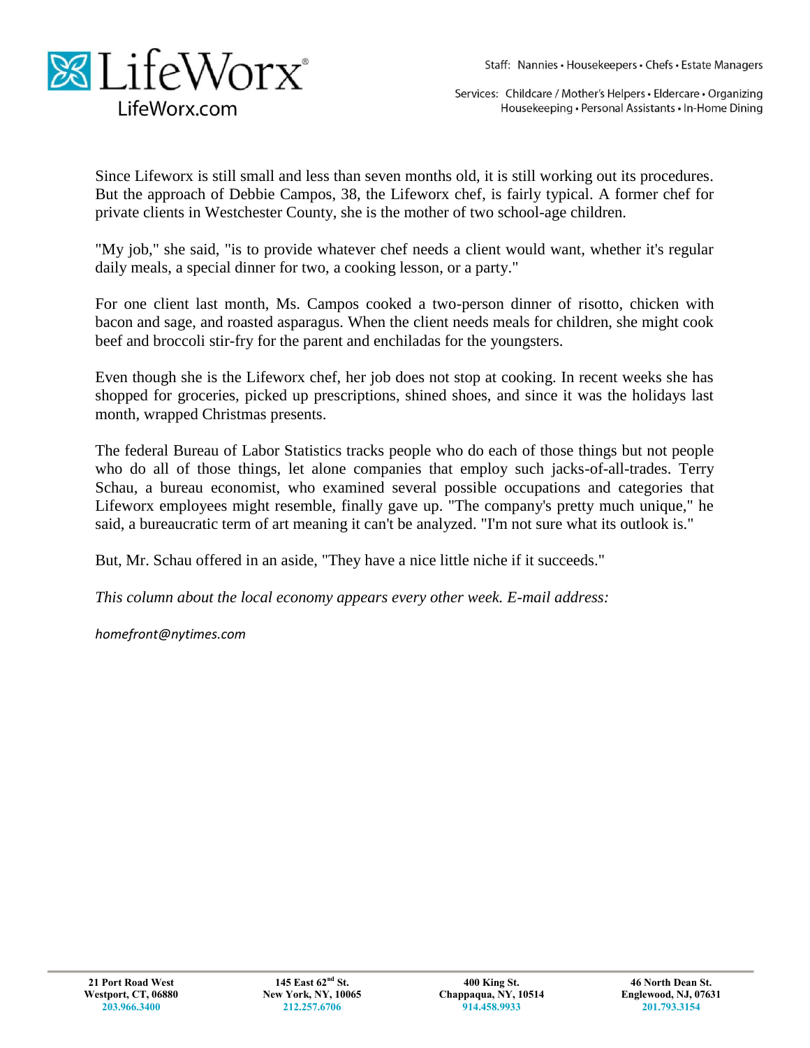Since Lifeworx is still small and less than seven months old, it is still working out its procedures. But the approach of Debbie Campos, 38, the Lifeworx chef, is fairly typical. A former chef for private clients in Westchester County, she is the mother of two school-age children.

"My job," she said, "is to provide whatever chef needs a client would want, whether it's regular daily meals, a special dinner for two, a cooking lesson, or a party."

For one client last month, Ms. Campos cooked a two-person dinner of risotto, chicken with bacon and sage, and roasted asparagus. When the client needs meals for children, she might cook beef and broccoli stir-fry for the parent and enchiladas for the youngsters.

Even though she is the Lifeworx chef, her job does not stop at cooking. In recent weeks she has shopped for groceries, picked up prescriptions, shined shoes, and since it was the holidays last month, wrapped Christmas presents.

The federal Bureau of Labor Statistics tracks people who do each of those things but not people who do all of those things, let alone companies that employ such jacks-of-all-trades. Terry Schau, a bureau economist, who examined several possible occupations and categories that Lifeworx employees might resemble, finally gave up. "The company's pretty much unique," he said, a bureaucratic term of art meaning it can't be analyzed. "I'm not sure what its outlook is."

But, Mr. Schau offered in an aside, "They have a nice little niche if it succeeds."

*This column about the local economy appears every other week. E-mail address:*

*homefront@nytimes.com*